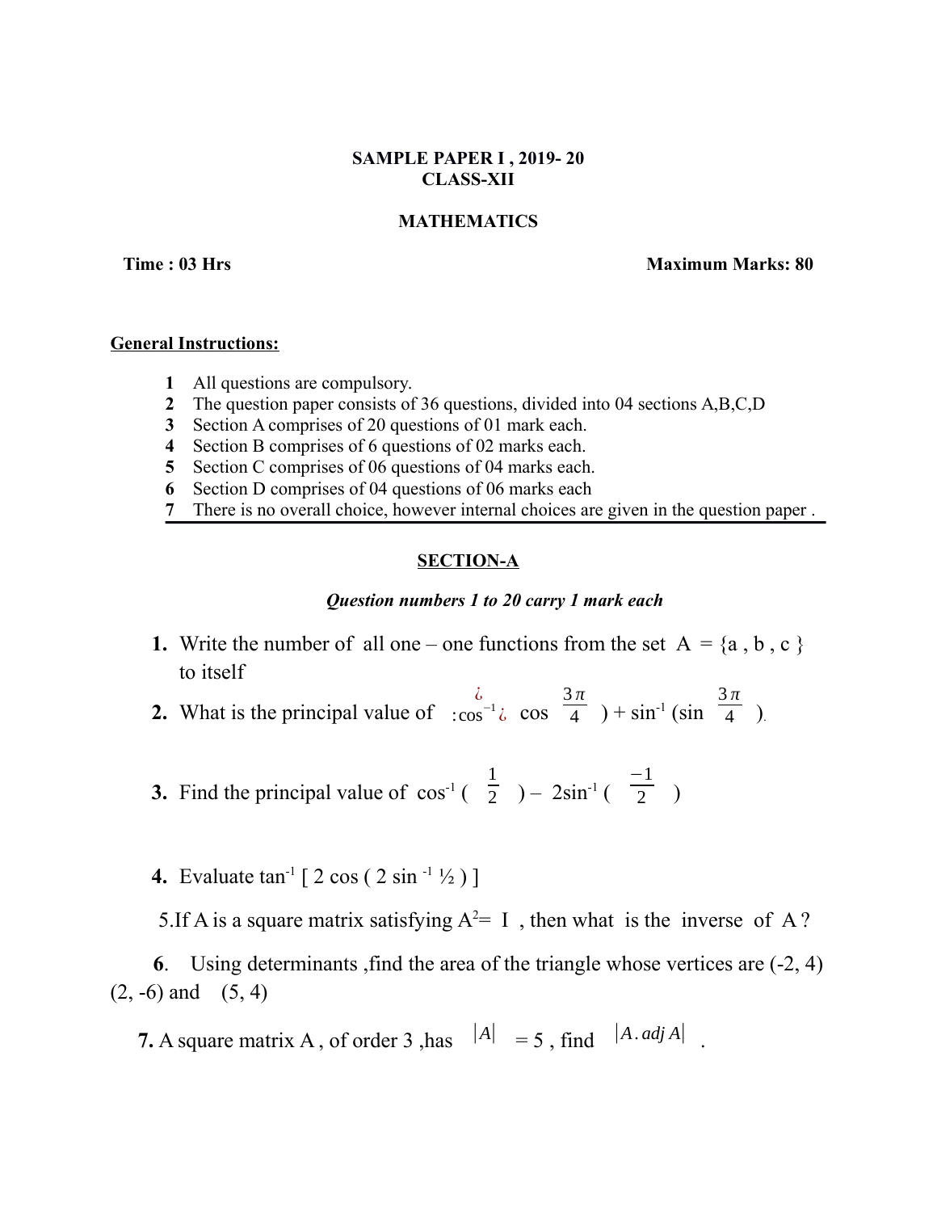**SAMPLE PAPER I , 2019- 20**
**CLASS-XII**

**MATHEMATICS**

**Time : 03 Hrs** **Maximum Marks: 80**

**General Instructions:**

1. All questions are compulsory.
2. The question paper consists of 36 questions, divided into 04 sections A,B,C,D
3. Section A comprises of 20 questions of 01 mark each.
4. Section B comprises of 6 questions of 02 marks each.
5. Section C comprises of 06 questions of 04 marks each.
6. Section D comprises of 04 questions of 06 marks each
7. There is no overall choice, however internal choices are given in the question paper .

## SECTION-A

*Question numbers 1 to 20 carry 1 mark each*

**1.** Write the number of all one – one functions from the set A = {a , b , c } to itself

**2.** What is the principal value of $\cos^{-1}(\cos\frac{3\pi}{4}) + \sin^{-1}(\sin\frac{3\pi}{4})$.

**3.** Find the principal value of $\cos^{-1}(\frac{1}{2}) - 2\sin^{-1}(\frac{-1}{2})$

**4.** Evaluate $\tan^{-1}[2\cos(2\sin^{-1}\frac{1}{2})]$

5.If A is a square matrix satisfying $A^2 = I$ , then what is the inverse of A ?

**6**. Using determinants ,find the area of the triangle whose vertices are (-2, 4) (2, -6) and (5, 4)

**7.** A square matrix A , of order 3 ,has $|A| = 5$ , find $|A.adj A|$ .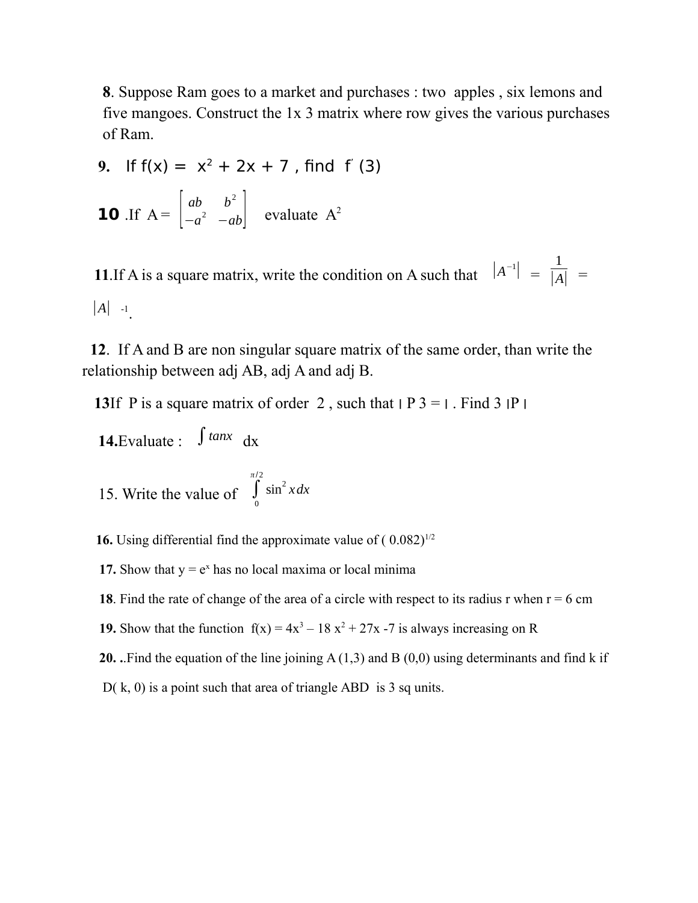**8**. Suppose Ram goes to a market and purchases : two apples , six lemons and five mangoes. Construct the 1x 3 matrix where row gives the various purchases of Ram.

**9.** If f(x) = $x^2 + 2x + 7$ , find $f'(3)$

**10** .If $A = \begin{bmatrix} ab & b^2 \\ -a^2 & -ab \end{bmatrix}$ evaluate $A^2$

**11**.If A is a square matrix, write the condition on A such that $|A^{-1}| = \frac{1}{|A|} = |A|^{-1}$.

**12**. If A and B are non singular square matrix of the same order, than write the relationship between adj AB, adj A and adj B.

**13**If P is a square matrix of order 2 , such that | P 3 = | . Find 3 |P |

**14.**Evaluate : $\int tanx$ dx

15. Write the value of $\int_0^{\pi/2} \sin^2 x\,dx$

**16.** Using differential find the approximate value of $(0.082)^{1/2}$

**17.** Show that $y = e^x$ has no local maxima or local minima

**18**. Find the rate of change of the area of a circle with respect to its radius r when r = 6 cm

**19.** Show that the function $f(x) = 4x^3 - 18x^2 + 27x - 7$ is always increasing on R

**20.** ..Find the equation of the line joining A (1,3) and B (0,0) using determinants and find k if D( k, 0) is a point such that area of triangle ABD is 3 sq units.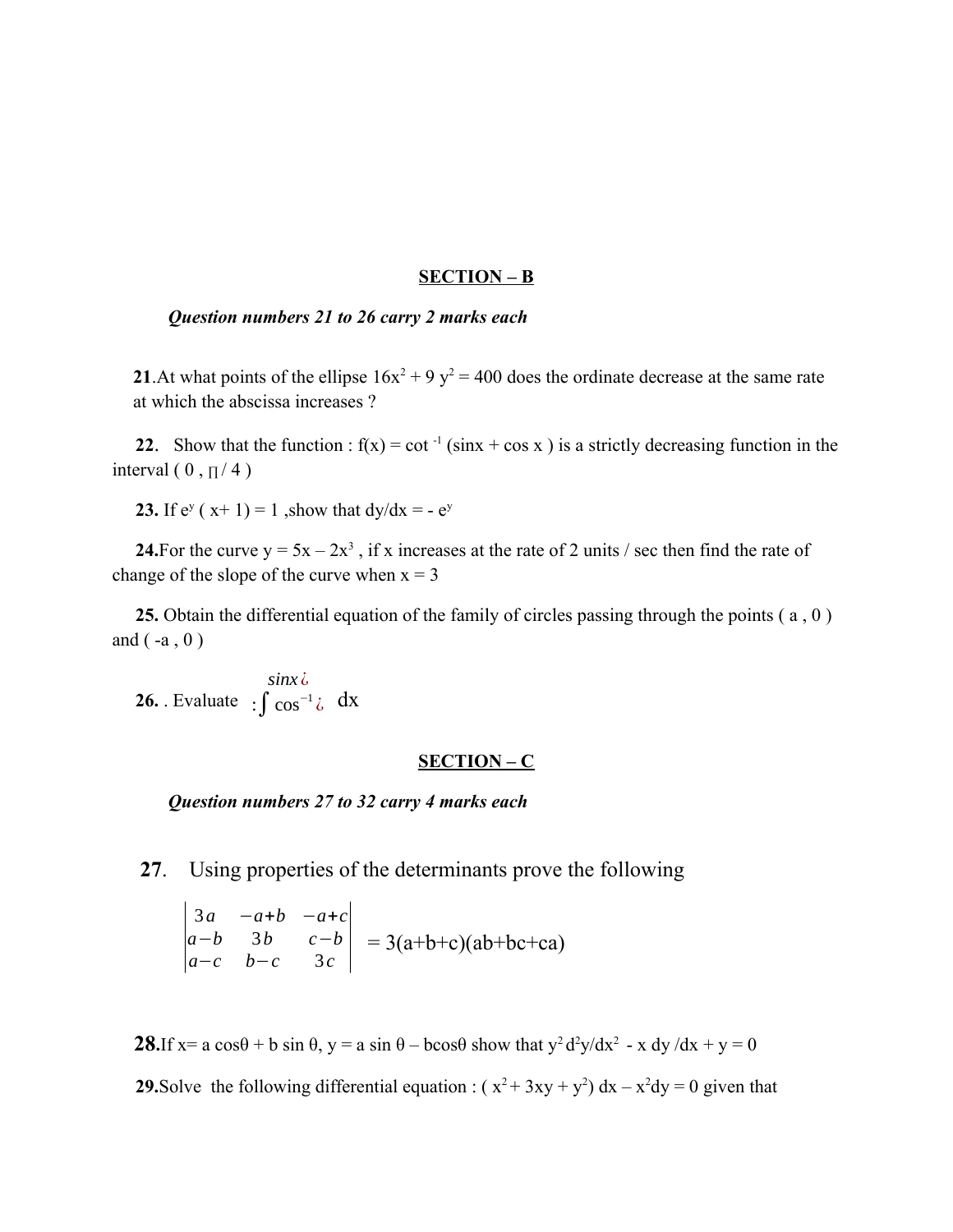## SECTION – B

***Question numbers 21 to 26 carry 2 marks each***

**21**.At what points of the ellipse $16x^2 + 9y^2 = 400$ does the ordinate decrease at the same rate at which the abscissa increases ?

**22**. Show that the function : $f(x) = \cot^{-1}(\sin x + \cos x)$ is a strictly decreasing function in the interval $(0, \pi/4)$

**23.** If $e^y(x+1) = 1$ ,show that $dy/dx = -e^y$

**24.**For the curve $y = 5x - 2x^3$ , if x increases at the rate of 2 units / sec then find the rate of change of the slope of the curve when x = 3

**25.** Obtain the differential equation of the family of circles passing through the points ( a , 0 ) and ( -a , 0 )

**26.** . Evaluate $:\int \cos^{-1}¿ \overset{sinx¿}{}$ dx

## SECTION – C

***Question numbers 27 to 32 carry 4 marks each***

**27**. Using properties of the determinants prove the following

$$\begin{vmatrix} 3a & -a+b & -a+c \\ a-b & 3b & c-b \\ a-c & b-c & 3c \end{vmatrix} = 3(a+b+c)(ab+bc+ca)$$

**28.**If $x = a\cos\theta + b\sin\theta$, $y = a\sin\theta - b\cos\theta$ show that $y^2 d^2y/dx^2 - x\, dy/dx + y = 0$

**29.**Solve the following differential equation : $(x^2 + 3xy + y^2)dx - x^2dy = 0$ given that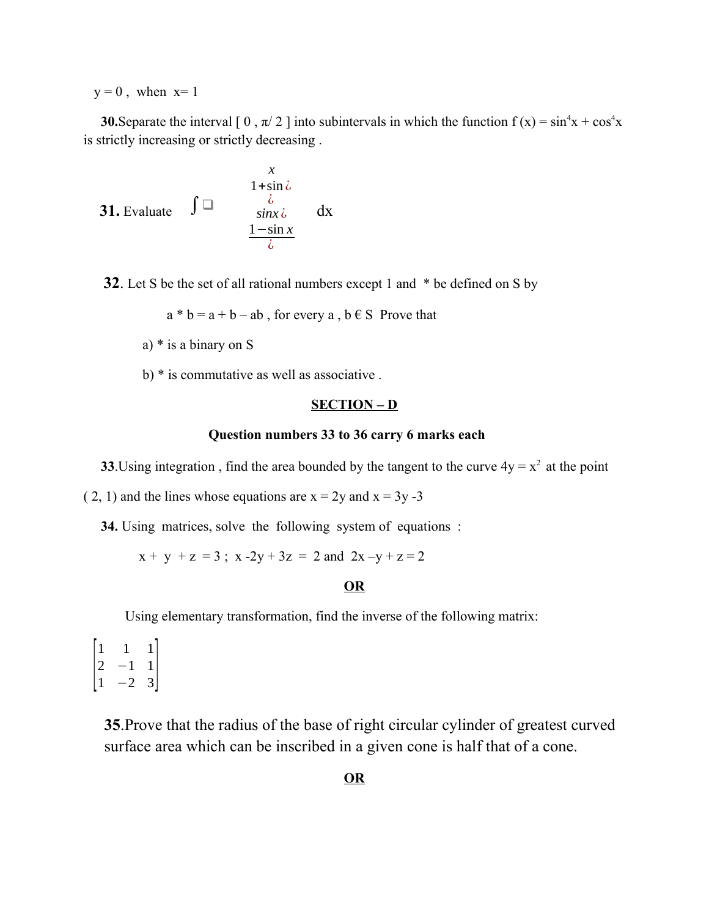y = 0 , when x = 1

**30.** Separate the interval [ 0 , π/ 2 ] into subintervals in which the function $f(x) = \sin^4 x + \cos^4 x$ is strictly increasing or strictly decreasing .

**31.** Evaluate $\int \square \; \dfrac{x \; 1+\sin ¿ \; ¿ \; \sin x ¿}{1-\sin x \; ¿} \, dx$

**32.** Let S be the set of all rational numbers except 1 and * be defined on S by

a * b = a + b – ab , for every a , b € S Prove that

a) * is a binary on S

b) * is commutative as well as associative .

## SECTION – D

**Question numbers 33 to 36 carry 6 marks each**

**33.** Using integration , find the area bounded by the tangent to the curve $4y = x^2$ at the point ( 2, 1) and the lines whose equations are x = 2y and x = 3y -3

**34.** Using matrices, solve the following system of equations :

$x + y + z = 3$ ; $x - 2y + 3z = 2$ and $2x - y + z = 2$

**OR**

Using elementary transformation, find the inverse of the following matrix:

$$\begin{bmatrix} 1 & 1 & 1 \\ 2 & -1 & 1 \\ 1 & -2 & 3 \end{bmatrix}$$

**35.** Prove that the radius of the base of right circular cylinder of greatest curved surface area which can be inscribed in a given cone is half that of a cone.

**OR**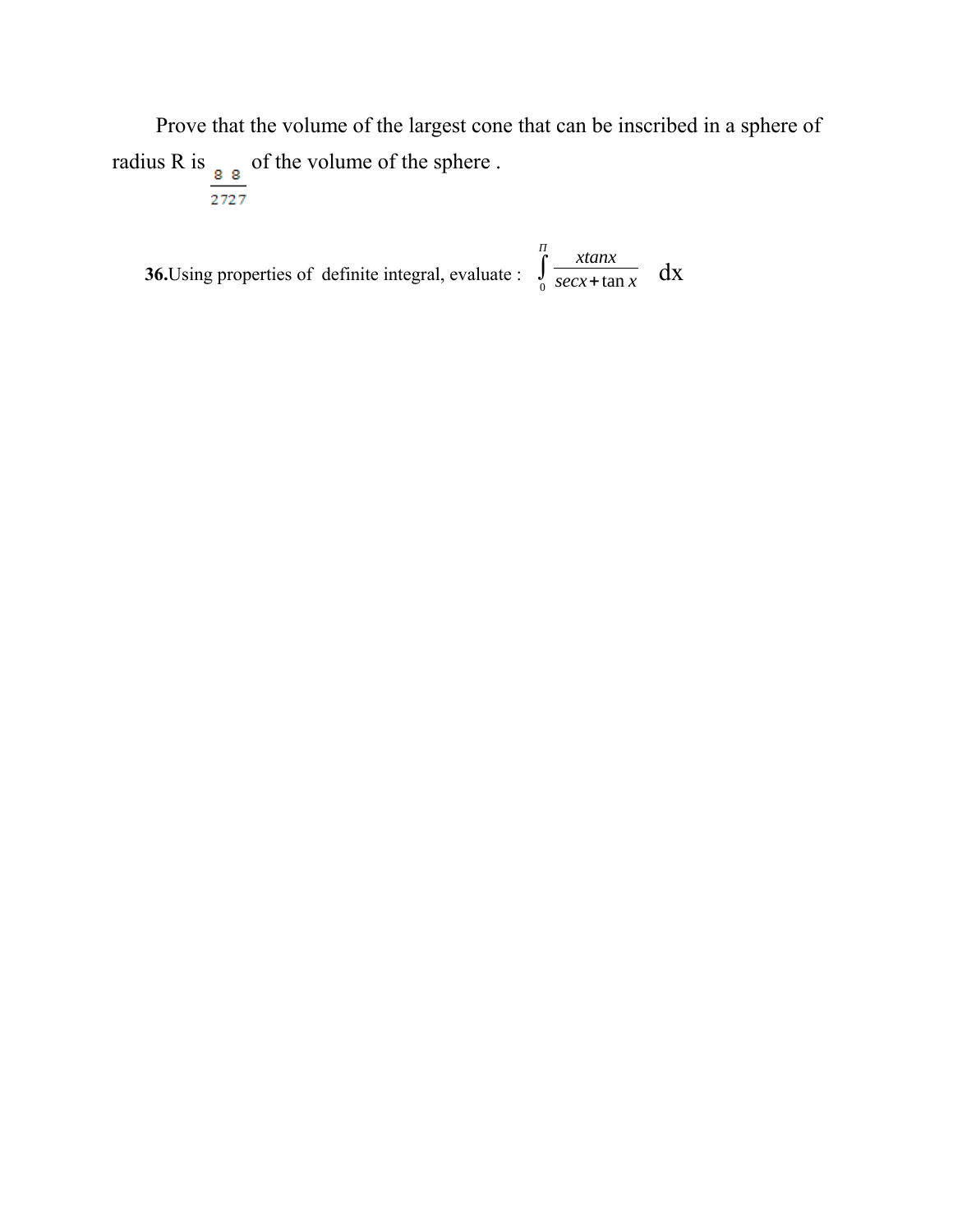Prove that the volume of the largest cone that can be inscribed in a sphere of radius R is $\frac{8\ 8}{2727}$ of the volume of the sphere .

**36.**Using properties of definite integral, evaluate : $\int_{0}^{\pi} \frac{x\tan x}{\sec x+\tan x}$ dx